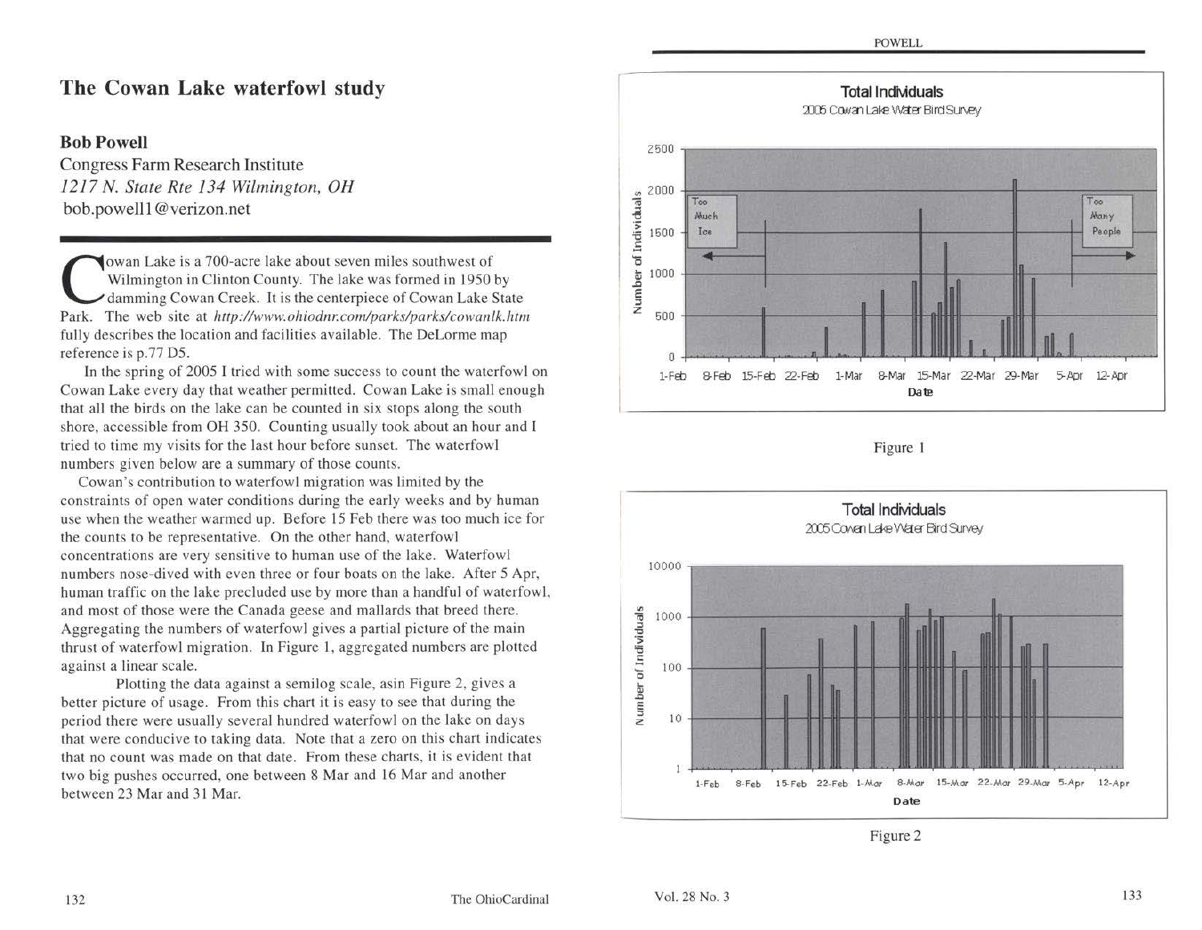# The Cowan Lake waterfowl study

**Bob Powell**
Congress Farm Research Institute
*1217 N. State Rte 134 Wilmington, OH*
bob.powell1@verizon.net

Cowan Lake is a 700-acre lake about seven miles southwest of Wilmington in Clinton County. The lake was formed in 1950 by damming Cowan Creek. It is the centerpiece of Cowan Lake State Park. The web site at *http://www.ohiodnr.com/parks/parks/cowanlk.htm* fully describes the location and facilities available. The DeLorme map reference is p.77 D5.

In the spring of 2005 I tried with some success to count the waterfowl on Cowan Lake every day that weather permitted. Cowan Lake is small enough that all the birds on the lake can be counted in six stops along the south shore, accessible from OH 350. Counting usually took about an hour and I tried to time my visits for the last hour before sunset. The waterfowl numbers given below are a summary of those counts.

Cowan's contribution to waterfowl migration was limited by the constraints of open water conditions during the early weeks and by human use when the weather warmed up. Before 15 Feb there was too much ice for the counts to be representative. On the other hand, waterfowl concentrations are very sensitive to human use of the lake. Waterfowl numbers nose-dived with even three or four boats on the lake. After 5 Apr, human traffic on the lake precluded use by more than a handful of waterfowl, and most of those were the Canada geese and mallards that breed there. Aggregating the numbers of waterfowl gives a partial picture of the main thrust of waterfowl migration. In Figure 1, aggregated numbers are plotted against a linear scale.

Plotting the data against a semilog scale, asin Figure 2, gives a better picture of usage. From this chart it is easy to see that during the period there were usually several hundred waterfowl on the lake on days that were conducive to taking data. Note that a zero on this chart indicates that no count was made on that date. From these charts, it is evident that two big pushes occurred, one between 8 Mar and 16 Mar and another between 23 Mar and 31 Mar.

Figure 1

Figure 2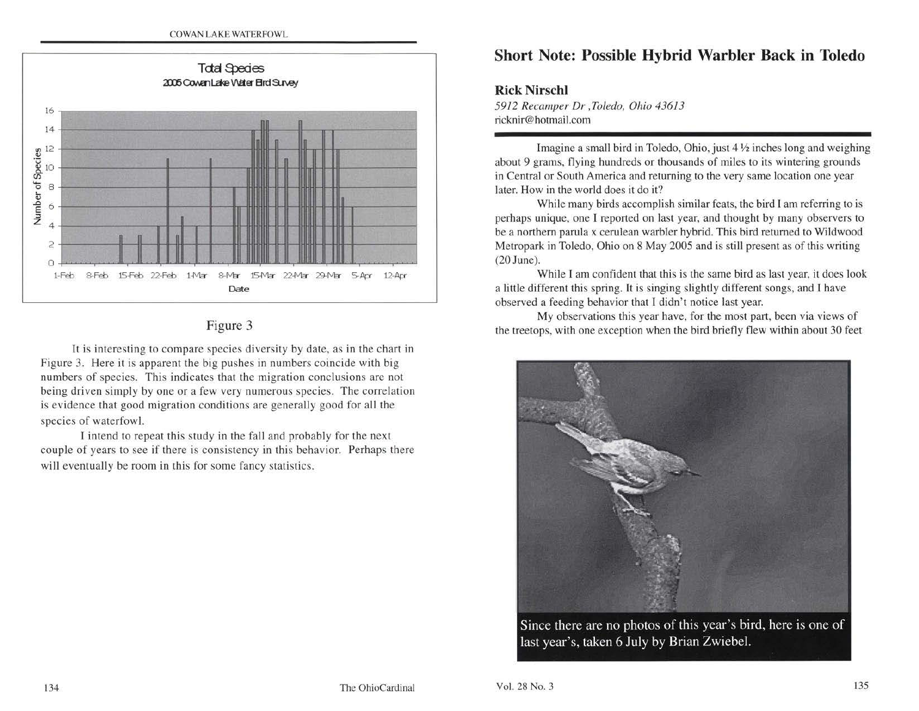Total Species

2005 Cowan Lake Water Bird Survey

Number of Species

16
14
12
10
8
6
4
2
0

1-Feb 8-Feb 15-Feb 22-Feb 1-Mar 8-Mar 15-Mar 22-Mar 29-Mar 5-Apr 12-Apr

Date

Figure 3

It is interesting to compare species diversity by date, as in the chart in Figure 3. Here it is apparent the big pushes in numbers coincide with big numbers of species. This indicates that the migration conclusions are not being driven simply by one or a few very numerous species. The correlation is evidence that good migration conditions are generally good for all the species of waterfowl.

I intend to repeat this study in the fall and probably for the next couple of years to see if there is consistency in this behavior. Perhaps there will eventually be room in this for some fancy statistics.

# Short Note: Possible Hybrid Warbler Back in Toledo

**Rick Nirschl**

*5912 Recamper Dr ,Toledo, Ohio 43613*
ricknir@hotmail.com

Imagine a small bird in Toledo, Ohio, just 4 ½ inches long and weighing about 9 grams, flying hundreds or thousands of miles to its wintering grounds in Central or South America and returning to the very same location one year later. How in the world does it do it?

While many birds accomplish similar feats, the bird I am referring to is perhaps unique, one I reported on last year, and thought by many observers to be a northern parula x cerulean warbler hybrid. This bird returned to Wildwood Metropark in Toledo, Ohio on 8 May 2005 and is still present as of this writing (20 June).

While I am confident that this is the same bird as last year, it does look a little different this spring. It is singing slightly different songs, and I have observed a feeding behavior that I didn't notice last year.

My observations this year have, for the most part, been via views of the treetops, with one exception when the bird briefly flew within about 30 feet

Since there are no photos of this year's bird, here is one of last year's, taken 6 July by Brian Zwiebel.